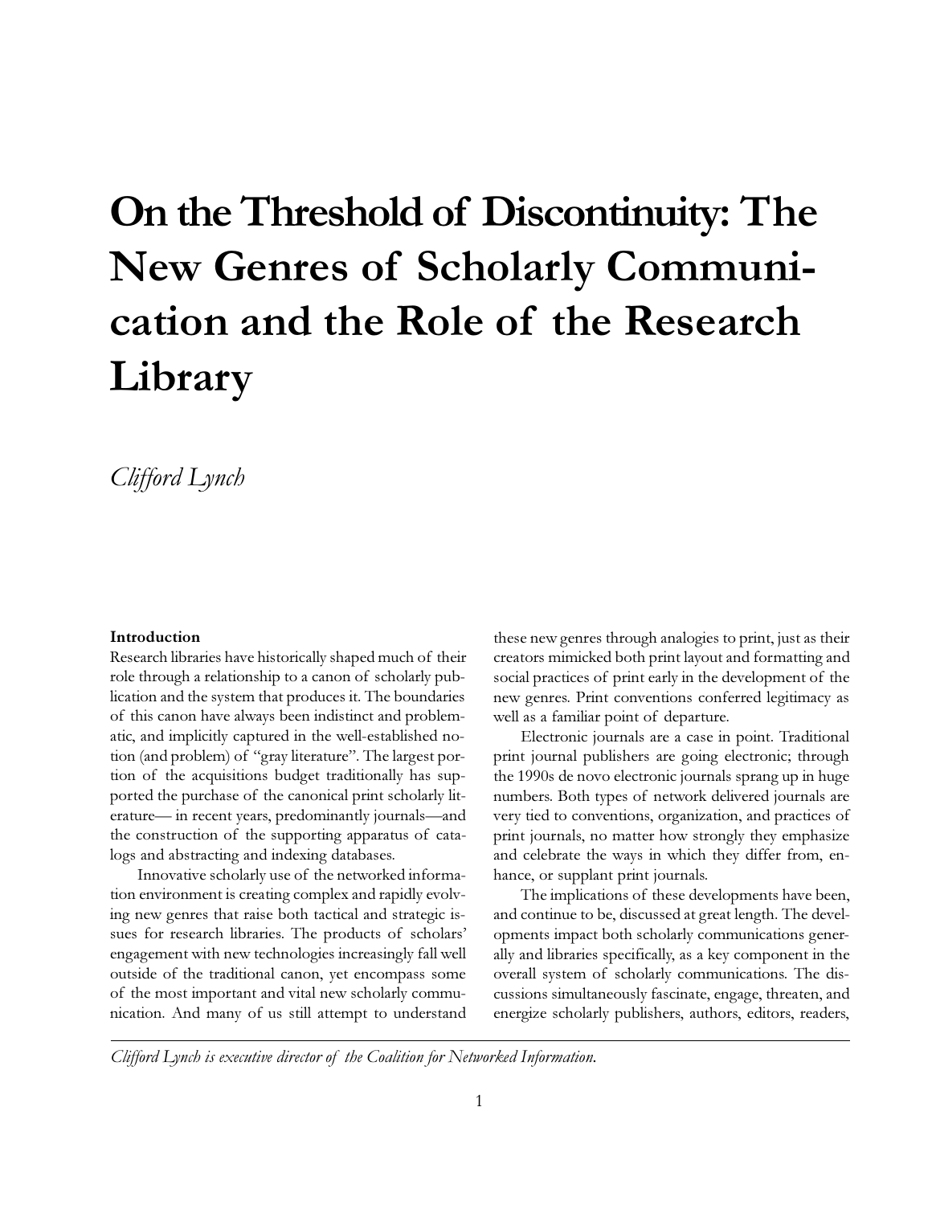# On the Threshold of Discontinuity: The New Genres of Scholarly Communication and the Role of the Research Library

*Clifford Lynch*

**Introduction**

Research libraries have historically shaped much of their role through a relationship to a canon of scholarly publication and the system that produces it. The boundaries of this canon have always been indistinct and problematic, and implicitly captured in the well-established notion (and problem) of "gray literature". The largest portion of the acquisitions budget traditionally has supported the purchase of the canonical print scholarly literature— in recent years, predominantly journals—and the construction of the supporting apparatus of catalogs and abstracting and indexing databases.

Innovative scholarly use of the networked information environment is creating complex and rapidly evolving new genres that raise both tactical and strategic issues for research libraries. The products of scholars' engagement with new technologies increasingly fall well outside of the traditional canon, yet encompass some of the most important and vital new scholarly communication. And many of us still attempt to understand these new genres through analogies to print, just as their creators mimicked both print layout and formatting and social practices of print early in the development of the new genres. Print conventions conferred legitimacy as well as a familiar point of departure.

Electronic journals are a case in point. Traditional print journal publishers are going electronic; through the 1990s de novo electronic journals sprang up in huge numbers. Both types of network delivered journals are very tied to conventions, organization, and practices of print journals, no matter how strongly they emphasize and celebrate the ways in which they differ from, enhance, or supplant print journals.

The implications of these developments have been, and continue to be, discussed at great length. The developments impact both scholarly communications generally and libraries specifically, as a key component in the overall system of scholarly communications. The discussions simultaneously fascinate, engage, threaten, and energize scholarly publishers, authors, editors, readers,

*Clifford Lynch is executive director of the Coalition for Networked Information.*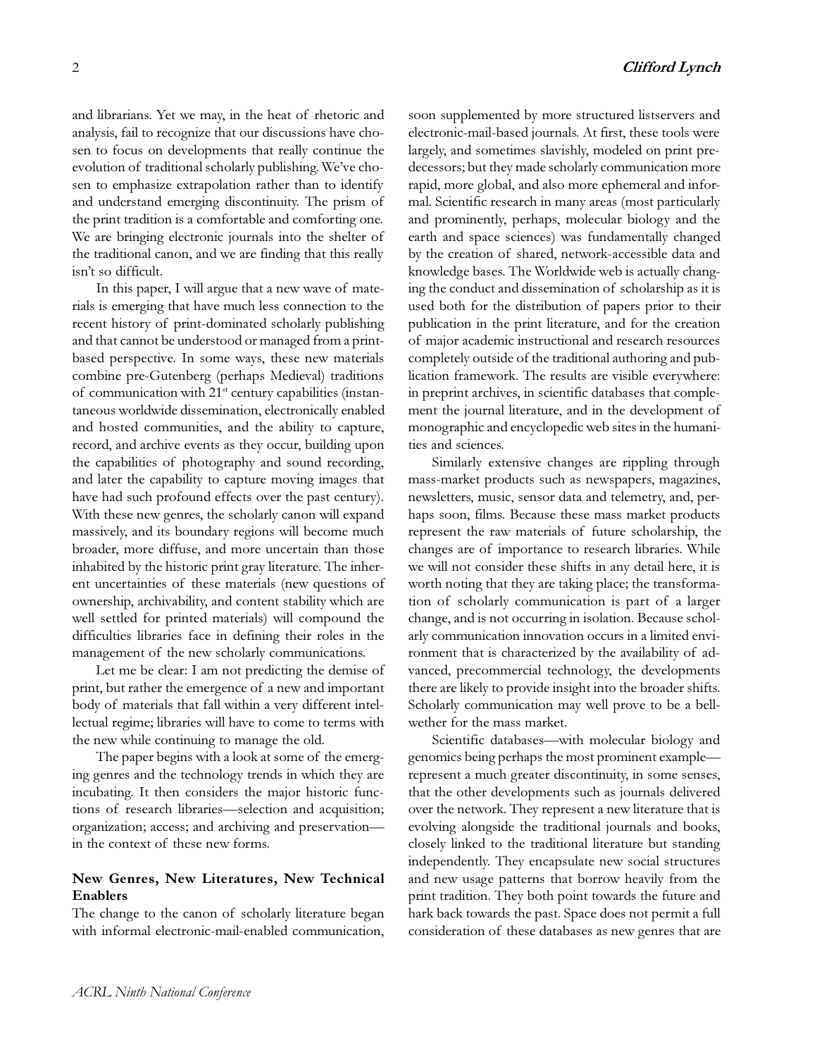and librarians. Yet we may, in the heat of rhetoric and analysis, fail to recognize that our discussions have chosen to focus on developments that really continue the evolution of traditional scholarly publishing. We've chosen to emphasize extrapolation rather than to identify and understand emerging discontinuity. The prism of the print tradition is a comfortable and comforting one. We are bringing electronic journals into the shelter of the traditional canon, and we are finding that this really isn't so difficult.

In this paper, I will argue that a new wave of materials is emerging that have much less connection to the recent history of print-dominated scholarly publishing and that cannot be understood or managed from a print-based perspective. In some ways, these new materials combine pre-Gutenberg (perhaps Medieval) traditions of communication with 21st century capabilities (instantaneous worldwide dissemination, electronically enabled and hosted communities, and the ability to capture, record, and archive events as they occur, building upon the capabilities of photography and sound recording, and later the capability to capture moving images that have had such profound effects over the past century). With these new genres, the scholarly canon will expand massively, and its boundary regions will become much broader, more diffuse, and more uncertain than those inhabited by the historic print gray literature. The inherent uncertainties of these materials (new questions of ownership, archivability, and content stability which are well settled for printed materials) will compound the difficulties libraries face in defining their roles in the management of the new scholarly communications.

Let me be clear: I am not predicting the demise of print, but rather the emergence of a new and important body of materials that fall within a very different intellectual regime; libraries will have to come to terms with the new while continuing to manage the old.

The paper begins with a look at some of the emerging genres and the technology trends in which they are incubating. It then considers the major historic functions of research libraries—selection and acquisition; organization; access; and archiving and preservation—in the context of these new forms.

## New Genres, New Literatures, New Technical Enablers

The change to the canon of scholarly literature began with informal electronic-mail-enabled communication, soon supplemented by more structured listservers and electronic-mail-based journals. At first, these tools were largely, and sometimes slavishly, modeled on print predecessors; but they made scholarly communication more rapid, more global, and also more ephemeral and informal. Scientific research in many areas (most particularly and prominently, perhaps, molecular biology and the earth and space sciences) was fundamentally changed by the creation of shared, network-accessible data and knowledge bases. The Worldwide web is actually changing the conduct and dissemination of scholarship as it is used both for the distribution of papers prior to their publication in the print literature, and for the creation of major academic instructional and research resources completely outside of the traditional authoring and publication framework. The results are visible everywhere: in preprint archives, in scientific databases that complement the journal literature, and in the development of monographic and encyclopedic web sites in the humanities and sciences.

Similarly extensive changes are rippling through mass-market products such as newspapers, magazines, newsletters, music, sensor data and telemetry, and, perhaps soon, films. Because these mass market products represent the raw materials of future scholarship, the changes are of importance to research libraries. While we will not consider these shifts in any detail here, it is worth noting that they are taking place; the transformation of scholarly communication is part of a larger change, and is not occurring in isolation. Because scholarly communication innovation occurs in a limited environment that is characterized by the availability of advanced, precommercial technology, the developments there are likely to provide insight into the broader shifts. Scholarly communication may well prove to be a bellwether for the mass market.

Scientific databases—with molecular biology and genomics being perhaps the most prominent example—represent a much greater discontinuity, in some senses, that the other developments such as journals delivered over the network. They represent a new literature that is evolving alongside the traditional journals and books, closely linked to the traditional literature but standing independently. They encapsulate new social structures and new usage patterns that borrow heavily from the print tradition. They both point towards the future and hark back towards the past. Space does not permit a full consideration of these databases as new genres that are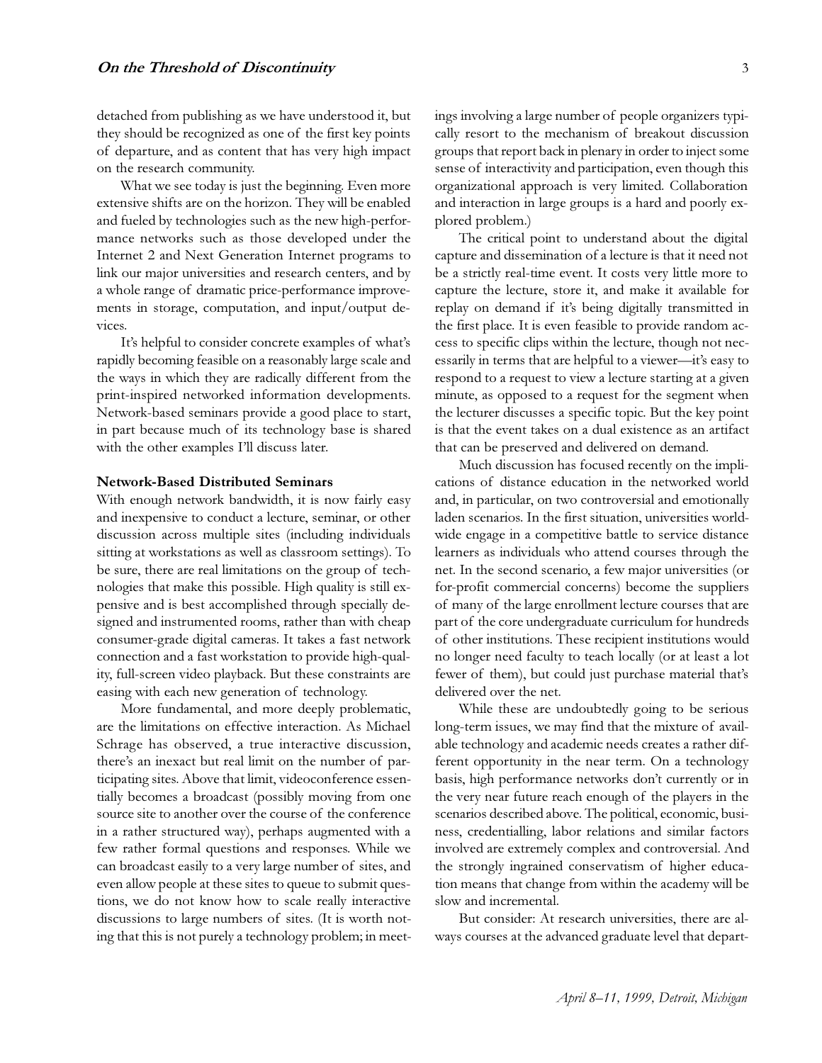detached from publishing as we have understood it, but they should be recognized as one of the first key points of departure, and as content that has very high impact on the research community.

What we see today is just the beginning. Even more extensive shifts are on the horizon. They will be enabled and fueled by technologies such as the new high-performance networks such as those developed under the Internet 2 and Next Generation Internet programs to link our major universities and research centers, and by a whole range of dramatic price-performance improvements in storage, computation, and input/output devices.

It's helpful to consider concrete examples of what's rapidly becoming feasible on a reasonably large scale and the ways in which they are radically different from the print-inspired networked information developments. Network-based seminars provide a good place to start, in part because much of its technology base is shared with the other examples I'll discuss later.

### Network-Based Distributed Seminars

With enough network bandwidth, it is now fairly easy and inexpensive to conduct a lecture, seminar, or other discussion across multiple sites (including individuals sitting at workstations as well as classroom settings). To be sure, there are real limitations on the group of technologies that make this possible. High quality is still expensive and is best accomplished through specially designed and instrumented rooms, rather than with cheap consumer-grade digital cameras. It takes a fast network connection and a fast workstation to provide high-quality, full-screen video playback. But these constraints are easing with each new generation of technology.

More fundamental, and more deeply problematic, are the limitations on effective interaction. As Michael Schrage has observed, a true interactive discussion, there's an inexact but real limit on the number of participating sites. Above that limit, videoconference essentially becomes a broadcast (possibly moving from one source site to another over the course of the conference in a rather structured way), perhaps augmented with a few rather formal questions and responses. While we can broadcast easily to a very large number of sites, and even allow people at these sites to queue to submit questions, we do not know how to scale really interactive discussions to large numbers of sites. (It is worth noting that this is not purely a technology problem; in meetings involving a large number of people organizers typically resort to the mechanism of breakout discussion groups that report back in plenary in order to inject some sense of interactivity and participation, even though this organizational approach is very limited. Collaboration and interaction in large groups is a hard and poorly explored problem.)

The critical point to understand about the digital capture and dissemination of a lecture is that it need not be a strictly real-time event. It costs very little more to capture the lecture, store it, and make it available for replay on demand if it's being digitally transmitted in the first place. It is even feasible to provide random access to specific clips within the lecture, though not necessarily in terms that are helpful to a viewer—it's easy to respond to a request to view a lecture starting at a given minute, as opposed to a request for the segment when the lecturer discusses a specific topic. But the key point is that the event takes on a dual existence as an artifact that can be preserved and delivered on demand.

Much discussion has focused recently on the implications of distance education in the networked world and, in particular, on two controversial and emotionally laden scenarios. In the first situation, universities worldwide engage in a competitive battle to service distance learners as individuals who attend courses through the net. In the second scenario, a few major universities (or for-profit commercial concerns) become the suppliers of many of the large enrollment lecture courses that are part of the core undergraduate curriculum for hundreds of other institutions. These recipient institutions would no longer need faculty to teach locally (or at least a lot fewer of them), but could just purchase material that's delivered over the net.

While these are undoubtedly going to be serious long-term issues, we may find that the mixture of available technology and academic needs creates a rather different opportunity in the near term. On a technology basis, high performance networks don't currently or in the very near future reach enough of the players in the scenarios described above. The political, economic, business, credentialling, labor relations and similar factors involved are extremely complex and controversial. And the strongly ingrained conservatism of higher education means that change from within the academy will be slow and incremental.

But consider: At research universities, there are always courses at the advanced graduate level that depart-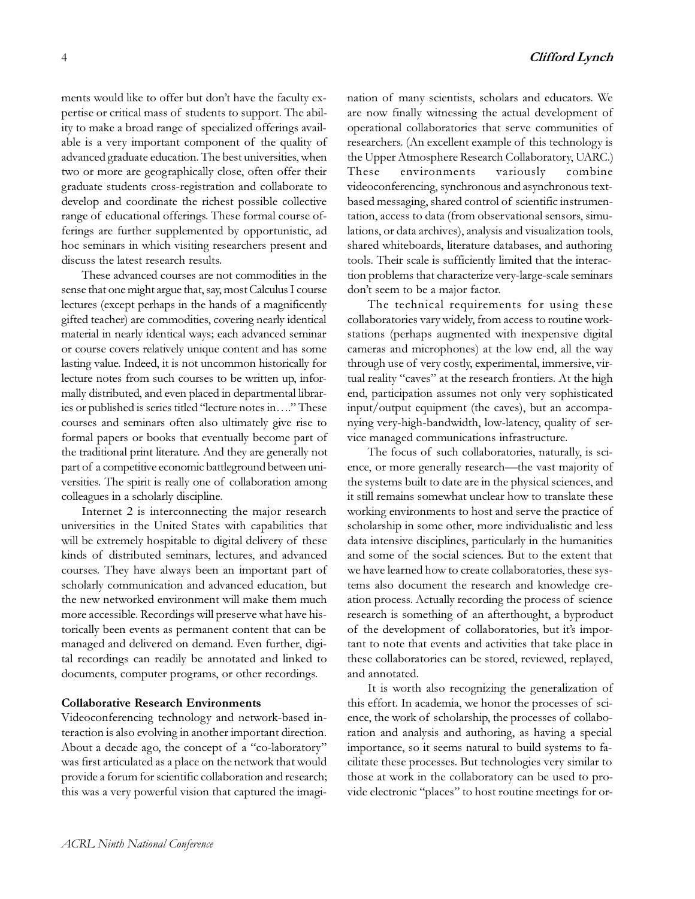ments would like to offer but don't have the faculty expertise or critical mass of students to support. The ability to make a broad range of specialized offerings available is a very important component of the quality of advanced graduate education. The best universities, when two or more are geographically close, often offer their graduate students cross-registration and collaborate to develop and coordinate the richest possible collective range of educational offerings. These formal course offerings are further supplemented by opportunistic, ad hoc seminars in which visiting researchers present and discuss the latest research results.

These advanced courses are not commodities in the sense that one might argue that, say, most Calculus I course lectures (except perhaps in the hands of a magnificently gifted teacher) are commodities, covering nearly identical material in nearly identical ways; each advanced seminar or course covers relatively unique content and has some lasting value. Indeed, it is not uncommon historically for lecture notes from such courses to be written up, informally distributed, and even placed in departmental libraries or published is series titled "lecture notes in…." These courses and seminars often also ultimately give rise to formal papers or books that eventually become part of the traditional print literature. And they are generally not part of a competitive economic battleground between universities. The spirit is really one of collaboration among colleagues in a scholarly discipline.

Internet 2 is interconnecting the major research universities in the United States with capabilities that will be extremely hospitable to digital delivery of these kinds of distributed seminars, lectures, and advanced courses. They have always been an important part of scholarly communication and advanced education, but the new networked environment will make them much more accessible. Recordings will preserve what have historically been events as permanent content that can be managed and delivered on demand. Even further, digital recordings can readily be annotated and linked to documents, computer programs, or other recordings.

**Collaborative Research Environments**

Videoconferencing technology and network-based interaction is also evolving in another important direction. About a decade ago, the concept of a "co-laboratory" was first articulated as a place on the network that would provide a forum for scientific collaboration and research; this was a very powerful vision that captured the imagination of many scientists, scholars and educators. We are now finally witnessing the actual development of operational collaboratories that serve communities of researchers. (An excellent example of this technology is the Upper Atmosphere Research Collaboratory, UARC.) These environments variously combine videoconferencing, synchronous and asynchronous text-based messaging, shared control of scientific instrumentation, access to data (from observational sensors, simulations, or data archives), analysis and visualization tools, shared whiteboards, literature databases, and authoring tools. Their scale is sufficiently limited that the interaction problems that characterize very-large-scale seminars don't seem to be a major factor.

The technical requirements for using these collaboratories vary widely, from access to routine workstations (perhaps augmented with inexpensive digital cameras and microphones) at the low end, all the way through use of very costly, experimental, immersive, virtual reality "caves" at the research frontiers. At the high end, participation assumes not only very sophisticated input/output equipment (the caves), but an accompanying very-high-bandwidth, low-latency, quality of service managed communications infrastructure.

The focus of such collaboratories, naturally, is science, or more generally research—the vast majority of the systems built to date are in the physical sciences, and it still remains somewhat unclear how to translate these working environments to host and serve the practice of scholarship in some other, more individualistic and less data intensive disciplines, particularly in the humanities and some of the social sciences. But to the extent that we have learned how to create collaboratories, these systems also document the research and knowledge creation process. Actually recording the process of science research is something of an afterthought, a byproduct of the development of collaboratories, but it's important to note that events and activities that take place in these collaboratories can be stored, reviewed, replayed, and annotated.

It is worth also recognizing the generalization of this effort. In academia, we honor the processes of science, the work of scholarship, the processes of collaboration and analysis and authoring, as having a special importance, so it seems natural to build systems to facilitate these processes. But technologies very similar to those at work in the collaboratory can be used to provide electronic "places" to host routine meetings for or-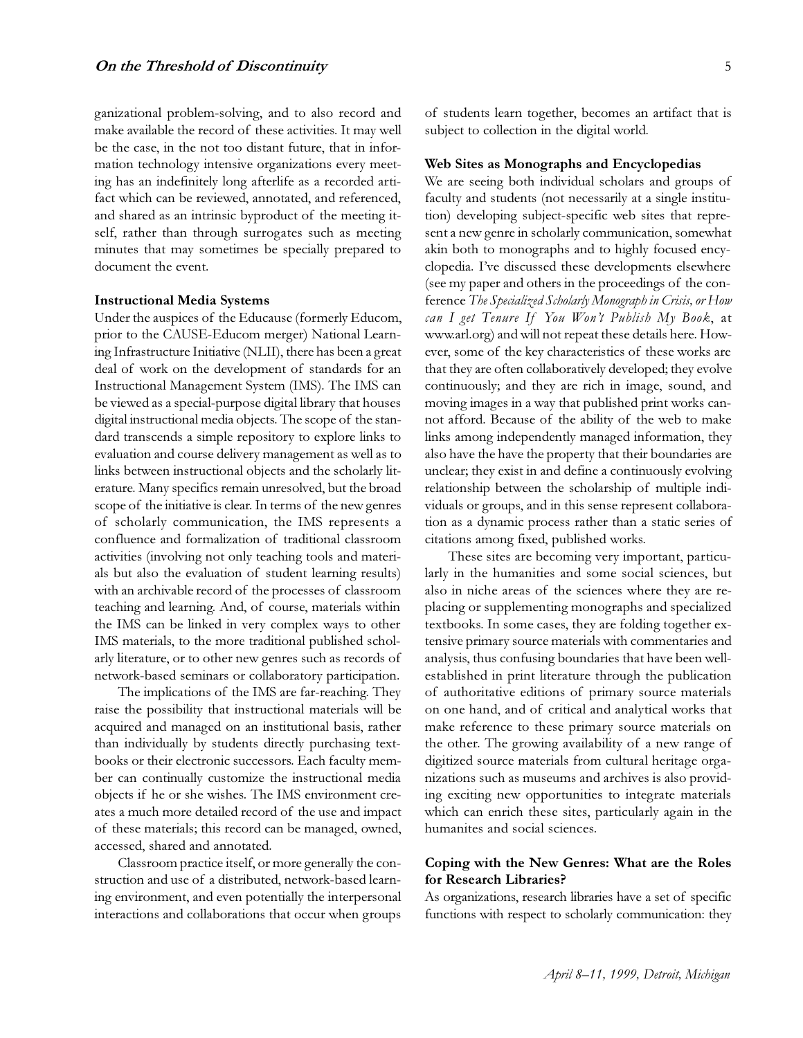ganizational problem-solving, and to also record and make available the record of these activities. It may well be the case, in the not too distant future, that in information technology intensive organizations every meeting has an indefinitely long afterlife as a recorded artifact which can be reviewed, annotated, and referenced, and shared as an intrinsic byproduct of the meeting itself, rather than through surrogates such as meeting minutes that may sometimes be specially prepared to document the event.

### Instructional Media Systems

Under the auspices of the Educause (formerly Educom, prior to the CAUSE-Educom merger) National Learning Infrastructure Initiative (NLII), there has been a great deal of work on the development of standards for an Instructional Management System (IMS). The IMS can be viewed as a special-purpose digital library that houses digital instructional media objects. The scope of the standard transcends a simple repository to explore links to evaluation and course delivery management as well as to links between instructional objects and the scholarly literature. Many specifics remain unresolved, but the broad scope of the initiative is clear. In terms of the new genres of scholarly communication, the IMS represents a confluence and formalization of traditional classroom activities (involving not only teaching tools and materials but also the evaluation of student learning results) with an archivable record of the processes of classroom teaching and learning. And, of course, materials within the IMS can be linked in very complex ways to other IMS materials, to the more traditional published scholarly literature, or to other new genres such as records of network-based seminars or collaboratory participation.

The implications of the IMS are far-reaching. They raise the possibility that instructional materials will be acquired and managed on an institutional basis, rather than individually by students directly purchasing textbooks or their electronic successors. Each faculty member can continually customize the instructional media objects if he or she wishes. The IMS environment creates a much more detailed record of the use and impact of these materials; this record can be managed, owned, accessed, shared and annotated.

Classroom practice itself, or more generally the construction and use of a distributed, network-based learning environment, and even potentially the interpersonal interactions and collaborations that occur when groups of students learn together, becomes an artifact that is subject to collection in the digital world.

### Web Sites as Monographs and Encyclopedias

We are seeing both individual scholars and groups of faculty and students (not necessarily at a single institution) developing subject-specific web sites that represent a new genre in scholarly communication, somewhat akin both to monographs and to highly focused encyclopedia. I've discussed these developments elsewhere (see my paper and others in the proceedings of the conference *The Specialized Scholarly Monograph in Crisis, or How can I get Tenure If You Won't Publish My Book*, at www.arl.org) and will not repeat these details here. However, some of the key characteristics of these works are that they are often collaboratively developed; they evolve continuously; and they are rich in image, sound, and moving images in a way that published print works cannot afford. Because of the ability of the web to make links among independently managed information, they also have the have the property that their boundaries are unclear; they exist in and define a continuously evolving relationship between the scholarship of multiple individuals or groups, and in this sense represent collaboration as a dynamic process rather than a static series of citations among fixed, published works.

These sites are becoming very important, particularly in the humanities and some social sciences, but also in niche areas of the sciences where they are replacing or supplementing monographs and specialized textbooks. In some cases, they are folding together extensive primary source materials with commentaries and analysis, thus confusing boundaries that have been well-established in print literature through the publication of authoritative editions of primary source materials on one hand, and of critical and analytical works that make reference to these primary source materials on the other. The growing availability of a new range of digitized source materials from cultural heritage organizations such as museums and archives is also providing exciting new opportunities to integrate materials which can enrich these sites, particularly again in the humanites and social sciences.

### Coping with the New Genres: What are the Roles for Research Libraries?

As organizations, research libraries have a set of specific functions with respect to scholarly communication: they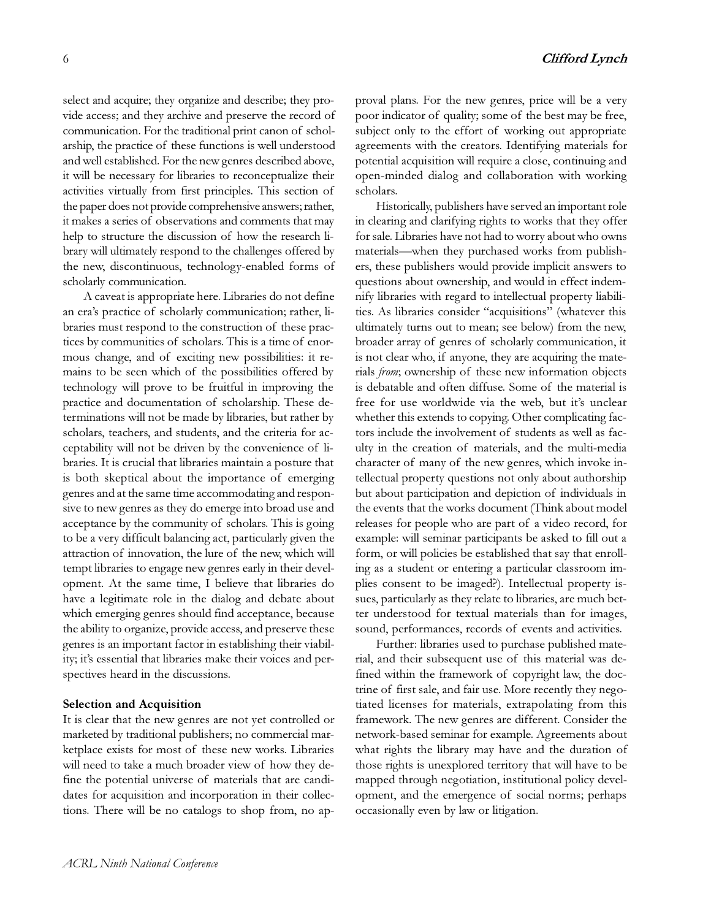select and acquire; they organize and describe; they provide access; and they archive and preserve the record of communication. For the traditional print canon of scholarship, the practice of these functions is well understood and well established. For the new genres described above, it will be necessary for libraries to reconceptualize their activities virtually from first principles. This section of the paper does not provide comprehensive answers; rather, it makes a series of observations and comments that may help to structure the discussion of how the research library will ultimately respond to the challenges offered by the new, discontinuous, technology-enabled forms of scholarly communication.

A caveat is appropriate here. Libraries do not define an era's practice of scholarly communication; rather, libraries must respond to the construction of these practices by communities of scholars. This is a time of enormous change, and of exciting new possibilities: it remains to be seen which of the possibilities offered by technology will prove to be fruitful in improving the practice and documentation of scholarship. These determinations will not be made by libraries, but rather by scholars, teachers, and students, and the criteria for acceptability will not be driven by the convenience of libraries. It is crucial that libraries maintain a posture that is both skeptical about the importance of emerging genres and at the same time accommodating and responsive to new genres as they do emerge into broad use and acceptance by the community of scholars. This is going to be a very difficult balancing act, particularly given the attraction of innovation, the lure of the new, which will tempt libraries to engage new genres early in their development. At the same time, I believe that libraries do have a legitimate role in the dialog and debate about which emerging genres should find acceptance, because the ability to organize, provide access, and preserve these genres is an important factor in establishing their viability; it's essential that libraries make their voices and perspectives heard in the discussions.

**Selection and Acquisition**

It is clear that the new genres are not yet controlled or marketed by traditional publishers; no commercial marketplace exists for most of these new works. Libraries will need to take a much broader view of how they define the potential universe of materials that are candidates for acquisition and incorporation in their collections. There will be no catalogs to shop from, no approval plans. For the new genres, price will be a very poor indicator of quality; some of the best may be free, subject only to the effort of working out appropriate agreements with the creators. Identifying materials for potential acquisition will require a close, continuing and open-minded dialog and collaboration with working scholars.

Historically, publishers have served an important role in clearing and clarifying rights to works that they offer for sale. Libraries have not had to worry about who owns materials—when they purchased works from publishers, these publishers would provide implicit answers to questions about ownership, and would in effect indemnify libraries with regard to intellectual property liabilities. As libraries consider "acquisitions" (whatever this ultimately turns out to mean; see below) from the new, broader array of genres of scholarly communication, it is not clear who, if anyone, they are acquiring the materials *from*; ownership of these new information objects is debatable and often diffuse. Some of the material is free for use worldwide via the web, but it's unclear whether this extends to copying. Other complicating factors include the involvement of students as well as faculty in the creation of materials, and the multi-media character of many of the new genres, which invoke intellectual property questions not only about authorship but about participation and depiction of individuals in the events that the works document (Think about model releases for people who are part of a video record, for example: will seminar participants be asked to fill out a form, or will policies be established that say that enrolling as a student or entering a particular classroom implies consent to be imaged?). Intellectual property issues, particularly as they relate to libraries, are much better understood for textual materials than for images, sound, performances, records of events and activities.

Further: libraries used to purchase published material, and their subsequent use of this material was defined within the framework of copyright law, the doctrine of first sale, and fair use. More recently they negotiated licenses for materials, extrapolating from this framework. The new genres are different. Consider the network-based seminar for example. Agreements about what rights the library may have and the duration of those rights is unexplored territory that will have to be mapped through negotiation, institutional policy development, and the emergence of social norms; perhaps occasionally even by law or litigation.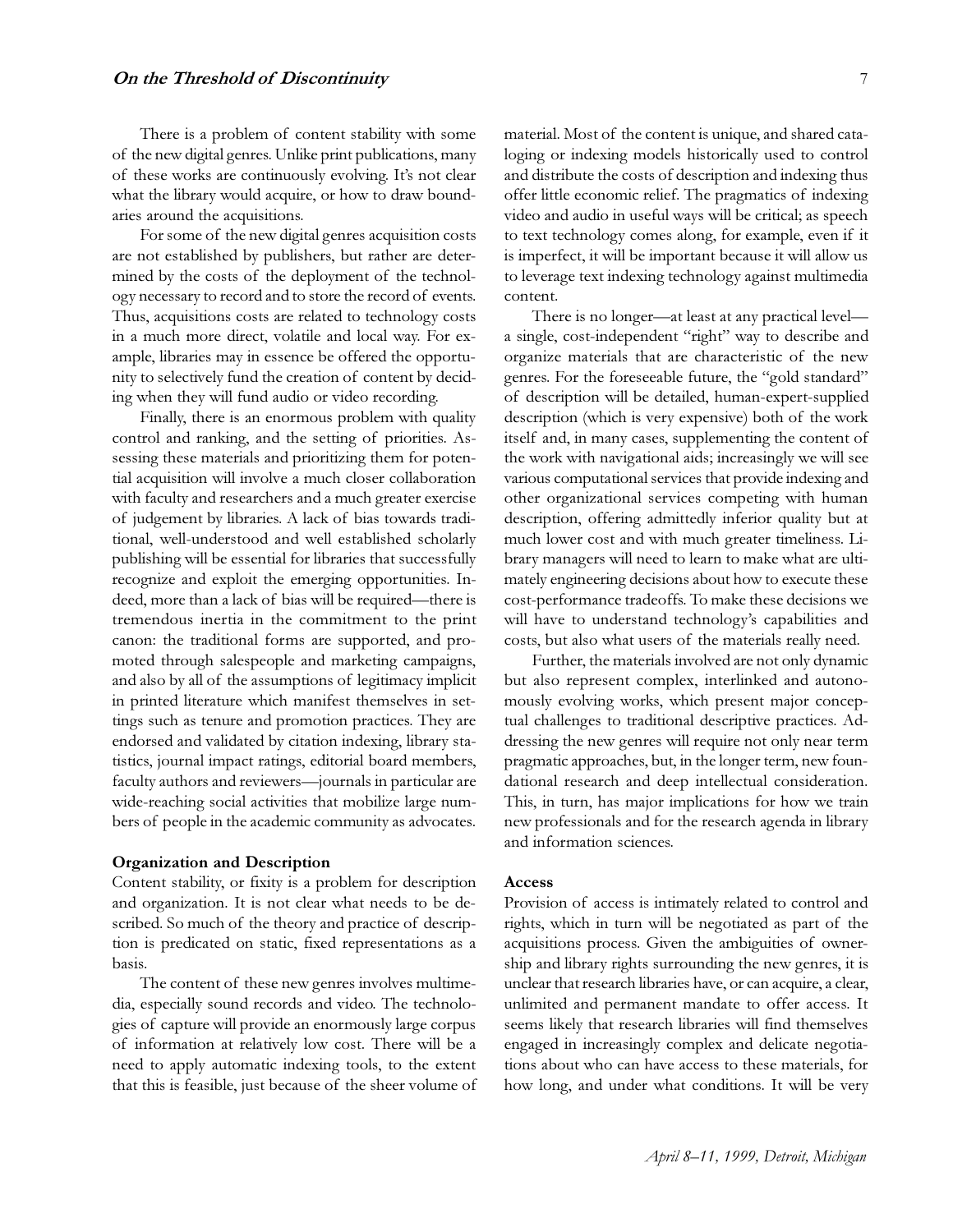There is a problem of content stability with some of the new digital genres. Unlike print publications, many of these works are continuously evolving. It's not clear what the library would acquire, or how to draw boundaries around the acquisitions.

For some of the new digital genres acquisition costs are not established by publishers, but rather are determined by the costs of the deployment of the technology necessary to record and to store the record of events. Thus, acquisitions costs are related to technology costs in a much more direct, volatile and local way. For example, libraries may in essence be offered the opportunity to selectively fund the creation of content by deciding when they will fund audio or video recording.

Finally, there is an enormous problem with quality control and ranking, and the setting of priorities. Assessing these materials and prioritizing them for potential acquisition will involve a much closer collaboration with faculty and researchers and a much greater exercise of judgement by libraries. A lack of bias towards traditional, well-understood and well established scholarly publishing will be essential for libraries that successfully recognize and exploit the emerging opportunities. Indeed, more than a lack of bias will be required—there is tremendous inertia in the commitment to the print canon: the traditional forms are supported, and promoted through salespeople and marketing campaigns, and also by all of the assumptions of legitimacy implicit in printed literature which manifest themselves in settings such as tenure and promotion practices. They are endorsed and validated by citation indexing, library statistics, journal impact ratings, editorial board members, faculty authors and reviewers—journals in particular are wide-reaching social activities that mobilize large numbers of people in the academic community as advocates.

### Organization and Description

Content stability, or fixity is a problem for description and organization. It is not clear what needs to be described. So much of the theory and practice of description is predicated on static, fixed representations as a basis.

The content of these new genres involves multimedia, especially sound records and video. The technologies of capture will provide an enormously large corpus of information at relatively low cost. There will be a need to apply automatic indexing tools, to the extent that this is feasible, just because of the sheer volume of material. Most of the content is unique, and shared cataloging or indexing models historically used to control and distribute the costs of description and indexing thus offer little economic relief. The pragmatics of indexing video and audio in useful ways will be critical; as speech to text technology comes along, for example, even if it is imperfect, it will be important because it will allow us to leverage text indexing technology against multimedia content.

There is no longer—at least at any practical level—a single, cost-independent "right" way to describe and organize materials that are characteristic of the new genres. For the foreseeable future, the "gold standard" of description will be detailed, human-expert-supplied description (which is very expensive) both of the work itself and, in many cases, supplementing the content of the work with navigational aids; increasingly we will see various computational services that provide indexing and other organizational services competing with human description, offering admittedly inferior quality but at much lower cost and with much greater timeliness. Library managers will need to learn to make what are ultimately engineering decisions about how to execute these cost-performance tradeoffs. To make these decisions we will have to understand technology's capabilities and costs, but also what users of the materials really need.

Further, the materials involved are not only dynamic but also represent complex, interlinked and autonomously evolving works, which present major conceptual challenges to traditional descriptive practices. Addressing the new genres will require not only near term pragmatic approaches, but, in the longer term, new foundational research and deep intellectual consideration. This, in turn, has major implications for how we train new professionals and for the research agenda in library and information sciences.

### Access

Provision of access is intimately related to control and rights, which in turn will be negotiated as part of the acquisitions process. Given the ambiguities of ownership and library rights surrounding the new genres, it is unclear that research libraries have, or can acquire, a clear, unlimited and permanent mandate to offer access. It seems likely that research libraries will find themselves engaged in increasingly complex and delicate negotiations about who can have access to these materials, for how long, and under what conditions. It will be very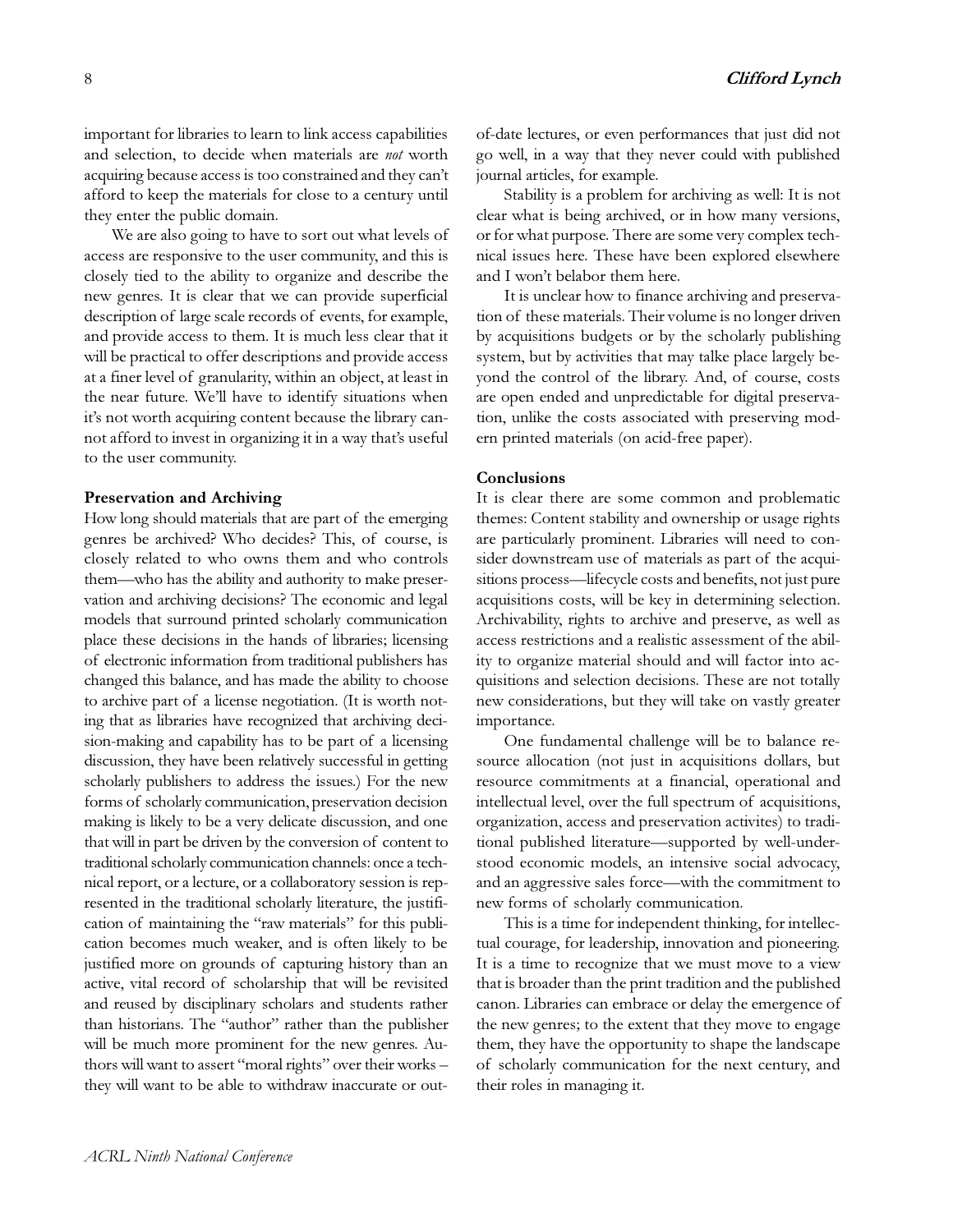important for libraries to learn to link access capabilities and selection, to decide when materials are *not* worth acquiring because access is too constrained and they can't afford to keep the materials for close to a century until they enter the public domain.

We are also going to have to sort out what levels of access are responsive to the user community, and this is closely tied to the ability to organize and describe the new genres. It is clear that we can provide superficial description of large scale records of events, for example, and provide access to them. It is much less clear that it will be practical to offer descriptions and provide access at a finer level of granularity, within an object, at least in the near future. We'll have to identify situations when it's not worth acquiring content because the library cannot afford to invest in organizing it in a way that's useful to the user community.

**Preservation and Archiving**

How long should materials that are part of the emerging genres be archived? Who decides? This, of course, is closely related to who owns them and who controls them—who has the ability and authority to make preservation and archiving decisions? The economic and legal models that surround printed scholarly communication place these decisions in the hands of libraries; licensing of electronic information from traditional publishers has changed this balance, and has made the ability to choose to archive part of a license negotiation. (It is worth noting that as libraries have recognized that archiving decision-making and capability has to be part of a licensing discussion, they have been relatively successful in getting scholarly publishers to address the issues.) For the new forms of scholarly communication, preservation decision making is likely to be a very delicate discussion, and one that will in part be driven by the conversion of content to traditional scholarly communication channels: once a technical report, or a lecture, or a collaboratory session is represented in the traditional scholarly literature, the justification of maintaining the "raw materials" for this publication becomes much weaker, and is often likely to be justified more on grounds of capturing history than an active, vital record of scholarship that will be revisited and reused by disciplinary scholars and students rather than historians. The "author" rather than the publisher will be much more prominent for the new genres. Authors will want to assert "moral rights" over their works – they will want to be able to withdraw inaccurate or out-of-date lectures, or even performances that just did not go well, in a way that they never could with published journal articles, for example.

Stability is a problem for archiving as well: It is not clear what is being archived, or in how many versions, or for what purpose. There are some very complex technical issues here. These have been explored elsewhere and I won't belabor them here.

It is unclear how to finance archiving and preservation of these materials. Their volume is no longer driven by acquisitions budgets or by the scholarly publishing system, but by activities that may talke place largely beyond the control of the library. And, of course, costs are open ended and unpredictable for digital preservation, unlike the costs associated with preserving modern printed materials (on acid-free paper).

**Conclusions**

It is clear there are some common and problematic themes: Content stability and ownership or usage rights are particularly prominent. Libraries will need to consider downstream use of materials as part of the acquisitions process—lifecycle costs and benefits, not just pure acquisitions costs, will be key in determining selection. Archivability, rights to archive and preserve, as well as access restrictions and a realistic assessment of the ability to organize material should and will factor into acquisitions and selection decisions. These are not totally new considerations, but they will take on vastly greater importance.

One fundamental challenge will be to balance resource allocation (not just in acquisitions dollars, but resource commitments at a financial, operational and intellectual level, over the full spectrum of acquisitions, organization, access and preservation activites) to traditional published literature—supported by well-understood economic models, an intensive social advocacy, and an aggressive sales force—with the commitment to new forms of scholarly communication.

This is a time for independent thinking, for intellectual courage, for leadership, innovation and pioneering. It is a time to recognize that we must move to a view that is broader than the print tradition and the published canon. Libraries can embrace or delay the emergence of the new genres; to the extent that they move to engage them, they have the opportunity to shape the landscape of scholarly communication for the next century, and their roles in managing it.